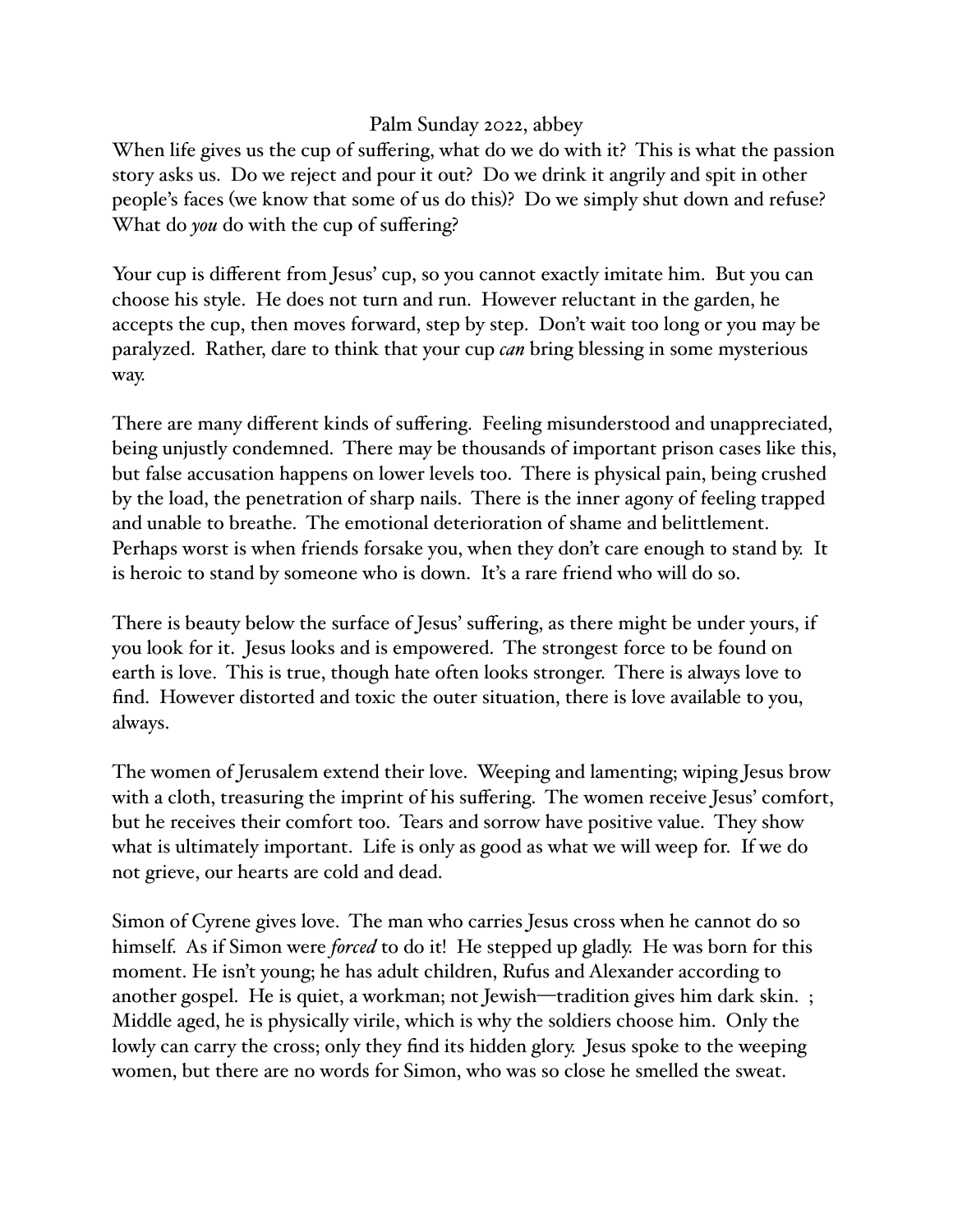Palm Sunday 2022, abbey

When life gives us the cup of suffering, what do we do with it? This is what the passion story asks us. Do we reject and pour it out? Do we drink it angrily and spit in other people's faces (we know that some of us do this)? Do we simply shut down and refuse? What do *you* do with the cup of suffering?

Your cup is different from Jesus' cup, so you cannot exactly imitate him. But you can choose his style. He does not turn and run. However reluctant in the garden, he accepts the cup, then moves forward, step by step. Don't wait too long or you may be paralyzed. Rather, dare to think that your cup *can* bring blessing in some mysterious way.

There are many different kinds of suffering. Feeling misunderstood and unappreciated, being unjustly condemned. There may be thousands of important prison cases like this, but false accusation happens on lower levels too. There is physical pain, being crushed by the load, the penetration of sharp nails. There is the inner agony of feeling trapped and unable to breathe. The emotional deterioration of shame and belittlement. Perhaps worst is when friends forsake you, when they don't care enough to stand by. It is heroic to stand by someone who is down. It's a rare friend who will do so.

There is beauty below the surface of Jesus' suffering, as there might be under yours, if you look for it. Jesus looks and is empowered. The strongest force to be found on earth is love. This is true, though hate often looks stronger. There is always love to find. However distorted and toxic the outer situation, there is love available to you, always.

The women of Jerusalem extend their love. Weeping and lamenting; wiping Jesus brow with a cloth, treasuring the imprint of his suffering. The women receive Jesus' comfort, but he receives their comfort too. Tears and sorrow have positive value. They show what is ultimately important. Life is only as good as what we will weep for. If we do not grieve, our hearts are cold and dead.

Simon of Cyrene gives love. The man who carries Jesus cross when he cannot do so himself. As if Simon were *forced* to do it! He stepped up gladly. He was born for this moment. He isn't young; he has adult children, Rufus and Alexander according to another gospel. He is quiet, a workman; not Jewish—tradition gives him dark skin. ; Middle aged, he is physically virile, which is why the soldiers choose him. Only the lowly can carry the cross; only they find its hidden glory. Jesus spoke to the weeping women, but there are no words for Simon, who was so close he smelled the sweat.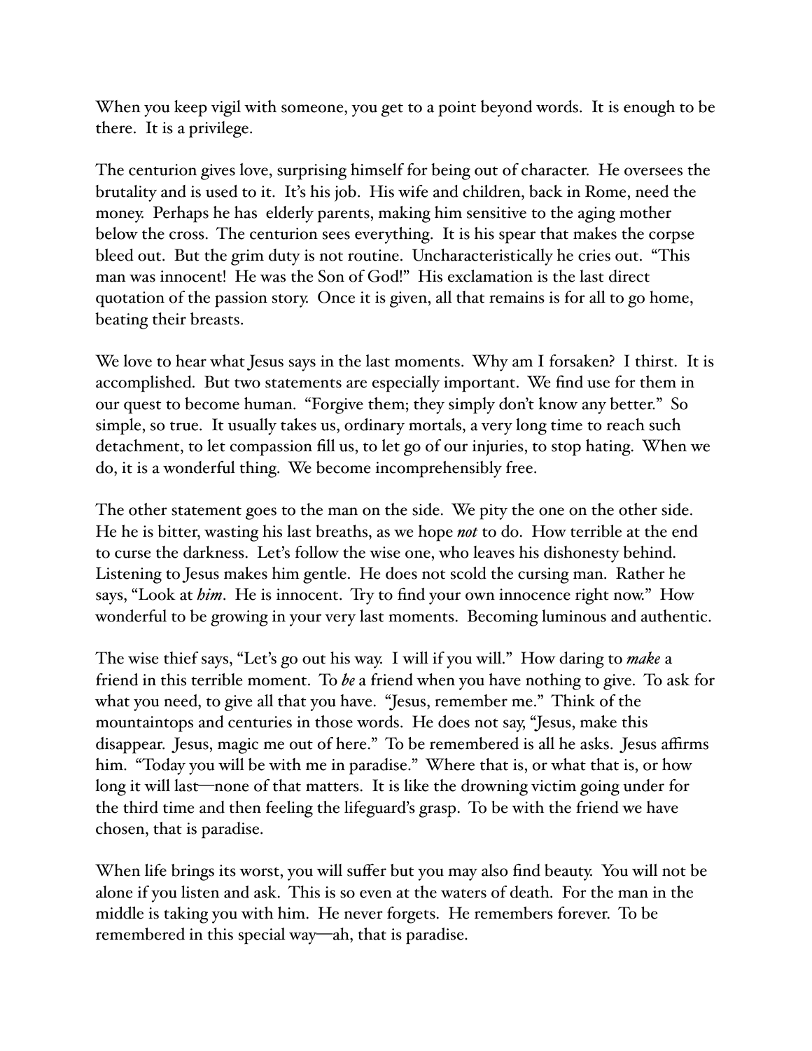When you keep vigil with someone, you get to a point beyond words. It is enough to be there. It is a privilege.

The centurion gives love, surprising himself for being out of character. He oversees the brutality and is used to it. It's his job. His wife and children, back in Rome, need the money. Perhaps he has elderly parents, making him sensitive to the aging mother below the cross. The centurion sees everything. It is his spear that makes the corpse bleed out. But the grim duty is not routine. Uncharacteristically he cries out. "This man was innocent! He was the Son of God!" His exclamation is the last direct quotation of the passion story. Once it is given, all that remains is for all to go home, beating their breasts.

We love to hear what Jesus says in the last moments. Why am I forsaken? I thirst. It is accomplished. But two statements are especially important. We find use for them in our quest to become human. "Forgive them; they simply don't know any better." So simple, so true. It usually takes us, ordinary mortals, a very long time to reach such detachment, to let compassion fill us, to let go of our injuries, to stop hating. When we do, it is a wonderful thing. We become incomprehensibly free.

The other statement goes to the man on the side. We pity the one on the other side. He he is bitter, wasting his last breaths, as we hope *not* to do. How terrible at the end to curse the darkness. Let's follow the wise one, who leaves his dishonesty behind. Listening to Jesus makes him gentle. He does not scold the cursing man. Rather he says, "Look at ***him***. He is innocent. Try to find your own innocence right now." How wonderful to be growing in your very last moments. Becoming luminous and authentic.

The wise thief says, "Let's go out his way. I will if you will." How daring to ***make*** a friend in this terrible moment. To *be* a friend when you have nothing to give. To ask for what you need, to give all that you have. "Jesus, remember me." Think of the mountaintops and centuries in those words. He does not say, "Jesus, make this disappear. Jesus, magic me out of here." To be remembered is all he asks. Jesus affirms him. "Today you will be with me in paradise." Where that is, or what that is, or how long it will last—none of that matters. It is like the drowning victim going under for the third time and then feeling the lifeguard's grasp. To be with the friend we have chosen, that is paradise.

When life brings its worst, you will suffer but you may also find beauty. You will not be alone if you listen and ask. This is so even at the waters of death. For the man in the middle is taking you with him. He never forgets. He remembers forever. To be remembered in this special way—ah, that is paradise.